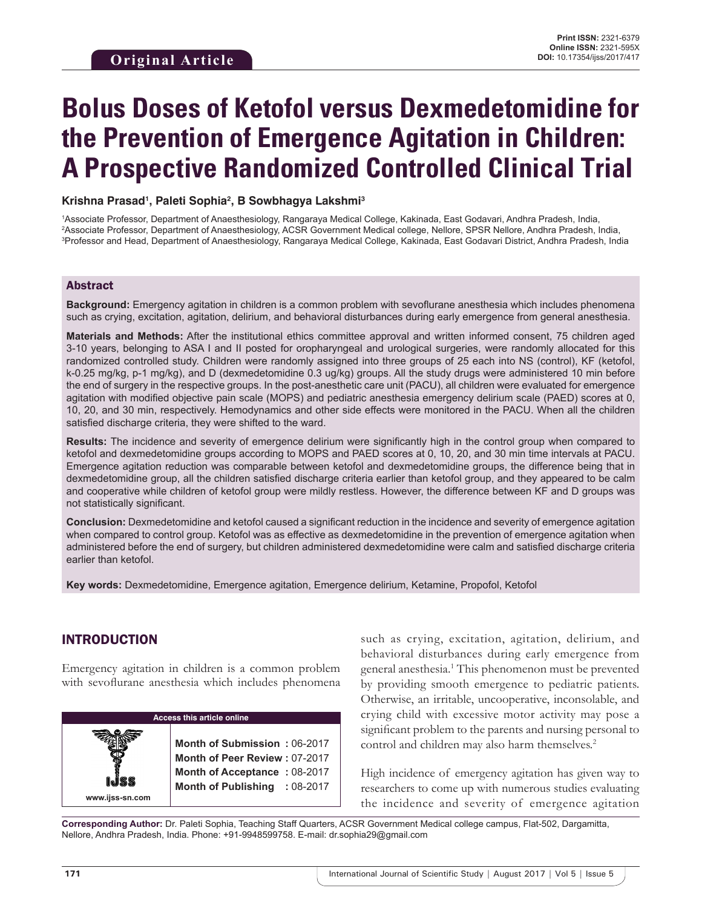Original Article

# Bolus Doses of Ketofol versus Dexmedetomidine for the Prevention of Emergence Agitation in Children: A Prospective Randomized Controlled Clinical Trial

**Krishna Prasad[1], Paleti Sophia[2], B Sowbhagya Lakshmi[3]**

[1]Associate Professor, Department of Anaesthesiology, Rangaraya Medical College, Kakinada, East Godavari, Andhra Pradesh, India, [2]Associate Professor, Department of Anaesthesiology, ACSR Government Medical college, Nellore, SPSR Nellore, Andhra Pradesh, India, [3]Professor and Head, Department of Anaesthesiology, Rangaraya Medical College, Kakinada, East Godavari District, Andhra Pradesh, India

## Abstract

**Background:** Emergency agitation in children is a common problem with sevoflurane anesthesia which includes phenomena such as crying, excitation, agitation, delirium, and behavioral disturbances during early emergence from general anesthesia.

**Materials and Methods:** After the institutional ethics committee approval and written informed consent, 75 children aged 3-10 years, belonging to ASA I and II posted for oropharyngeal and urological surgeries, were randomly allocated for this randomized controlled study. Children were randomly assigned into three groups of 25 each into NS (control), KF (ketofol, k-0.25 mg/kg, p-1 mg/kg), and D (dexmedetomidine 0.3 ug/kg) groups. All the study drugs were administered 10 min before the end of surgery in the respective groups. In the post-anesthetic care unit (PACU), all children were evaluated for emergence agitation with modified objective pain scale (MOPS) and pediatric anesthesia emergency delirium scale (PAED) scores at 0, 10, 20, and 30 min, respectively. Hemodynamics and other side effects were monitored in the PACU. When all the children satisfied discharge criteria, they were shifted to the ward.

**Results:** The incidence and severity of emergence delirium were significantly high in the control group when compared to ketofol and dexmedetomidine groups according to MOPS and PAED scores at 0, 10, 20, and 30 min time intervals at PACU. Emergence agitation reduction was comparable between ketofol and dexmedetomidine groups, the difference being that in dexmedetomidine group, all the children satisfied discharge criteria earlier than ketofol group, and they appeared to be calm and cooperative while children of ketofol group were mildly restless. However, the difference between KF and D groups was not statistically significant.

**Conclusion:** Dexmedetomidine and ketofol caused a significant reduction in the incidence and severity of emergence agitation when compared to control group. Ketofol was as effective as dexmedetomidine in the prevention of emergence agitation when administered before the end of surgery, but children administered dexmedetomidine were calm and satisfied discharge criteria earlier than ketofol.

**Key words:** Dexmedetomidine, Emergence agitation, Emergence delirium, Ketamine, Propofol, Ketofol

## INTRODUCTION

Emergency agitation in children is a common problem with sevoflurane anesthesia which includes phenomena such as crying, excitation, agitation, delirium, and behavioral disturbances during early emergence from general anesthesia.[1] This phenomenon must be prevented by providing smooth emergence to pediatric patients. Otherwise, an irritable, uncooperative, inconsolable, and crying child with excessive motor activity may pose a significant problem to the parents and nursing personal to control and children may also harm themselves.[2]

High incidence of emergency agitation has given way to researchers to come up with numerous studies evaluating the incidence and severity of emergence agitation

| Access this article online | |
|---|---|
| www.ijss-sn.com | **Month of Submission :** 06-2017<br>**Month of Peer Review :** 07-2017<br>**Month of Acceptance :** 08-2017<br>**Month of Publishing :** 08-2017 |

**Corresponding Author:** Dr. Paleti Sophia, Teaching Staff Quarters, ACSR Government Medical college campus, Flat-502, Dargamitta, Nellore, Andhra Pradesh, India. Phone: +91-9948599758. E-mail: dr.sophia29@gmail.com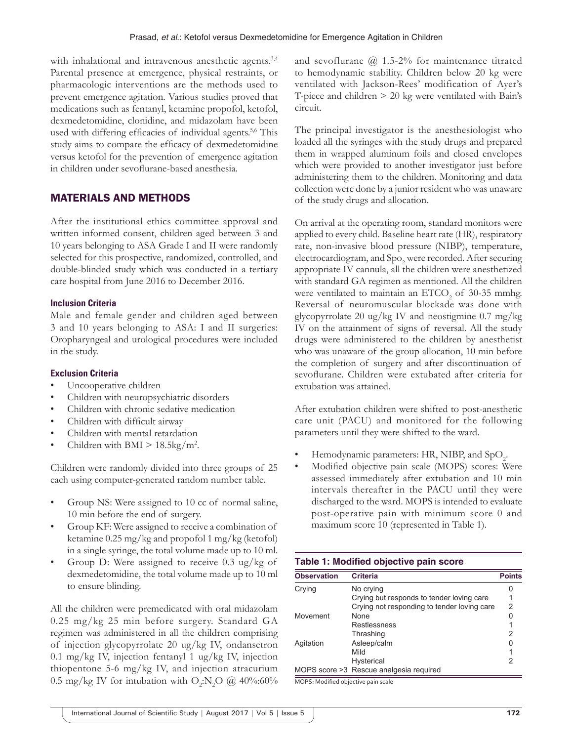with inhalational and intravenous anesthetic agents.[3,4] Parental presence at emergence, physical restraints, or pharmacologic interventions are the methods used to prevent emergence agitation. Various studies proved that medications such as fentanyl, ketamine propofol, ketofol, dexmedetomidine, clonidine, and midazolam have been used with differing efficacies of individual agents.[5,6] This study aims to compare the efficacy of dexmedetomidine versus ketofol for the prevention of emergence agitation in children under sevoflurane-based anesthesia.

## MATERIALS AND METHODS

After the institutional ethics committee approval and written informed consent, children aged between 3 and 10 years belonging to ASA Grade I and II were randomly selected for this prospective, randomized, controlled, and double-blinded study which was conducted in a tertiary care hospital from June 2016 to December 2016.

### Inclusion Criteria

Male and female gender and children aged between 3 and 10 years belonging to ASA: I and II surgeries: Oropharyngeal and urological procedures were included in the study.

### Exclusion Criteria

- Uncooperative children
- Children with neuropsychiatric disorders
- Children with chronic sedative medication
- Children with difficult airway
- Children with mental retardation
- Children with BMI > 18.5kg/m$^2$.

Children were randomly divided into three groups of 25 each using computer-generated random number table.

- Group NS: Were assigned to 10 cc of normal saline, 10 min before the end of surgery.
- Group KF: Were assigned to receive a combination of ketamine 0.25 mg/kg and propofol 1 mg/kg (ketofol) in a single syringe, the total volume made up to 10 ml.
- Group D: Were assigned to receive 0.3 ug/kg of dexmedetomidine, the total volume made up to 10 ml to ensure blinding.

All the children were premedicated with oral midazolam 0.25 mg/kg 25 min before surgery. Standard GA regimen was administered in all the children comprising of injection glycopyrrolate 20 ug/kg IV, ondansetron 0.1 mg/kg IV, injection fentanyl 1 ug/kg IV, injection thiopentone 5-6 mg/kg IV, and injection atracurium 0.5 mg/kg IV for intubation with $O_2$:$N_2O$ @ 40%:60% and sevoflurane @ 1.5-2% for maintenance titrated to hemodynamic stability. Children below 20 kg were ventilated with Jackson-Rees' modification of Ayer's T-piece and children > 20 kg were ventilated with Bain's circuit.

The principal investigator is the anesthesiologist who loaded all the syringes with the study drugs and prepared them in wrapped aluminum foils and closed envelopes which were provided to another investigator just before administering them to the children. Monitoring and data collection were done by a junior resident who was unaware of the study drugs and allocation.

On arrival at the operating room, standard monitors were applied to every child. Baseline heart rate (HR), respiratory rate, non-invasive blood pressure (NIBP), temperature, electrocardiogram, and $Spo_2$ were recorded. After securing appropriate IV cannula, all the children were anesthetized with standard GA regimen as mentioned. All the children were ventilated to maintain an $ETCO_2$ of 30-35 mmhg. Reversal of neuromuscular blockade was done with glycopyrrolate 20 ug/kg IV and neostigmine 0.7 mg/kg IV on the attainment of signs of reversal. All the study drugs were administered to the children by anesthetist who was unaware of the group allocation, 10 min before the completion of surgery and after discontinuation of sevoflurane. Children were extubated after criteria for extubation was attained.

After extubation children were shifted to post-anesthetic care unit (PACU) and monitored for the following parameters until they were shifted to the ward.

- Hemodynamic parameters: HR, NIBP, and $SpO_2$.
- Modified objective pain scale (MOPS) scores: Were assessed immediately after extubation and 10 min intervals thereafter in the PACU until they were discharged to the ward. MOPS is intended to evaluate post-operative pain with minimum score 0 and maximum score 10 (represented in Table 1).

**Table 1: Modified objective pain score**

| Observation | Criteria | Points |
|---|---|---|
| Crying | No crying | 0 |
| | Crying but responds to tender loving care | 1 |
| | Crying not responding to tender loving care | 2 |
| Movement | None | 0 |
| | Restlessness | 1 |
| | Thrashing | 2 |
| Agitation | Asleep/calm | 0 |
| | Mild | 1 |
| | Hysterical | 2 |
| MOPS score >3 | Rescue analgesia required | |

MOPS: Modified objective pain scale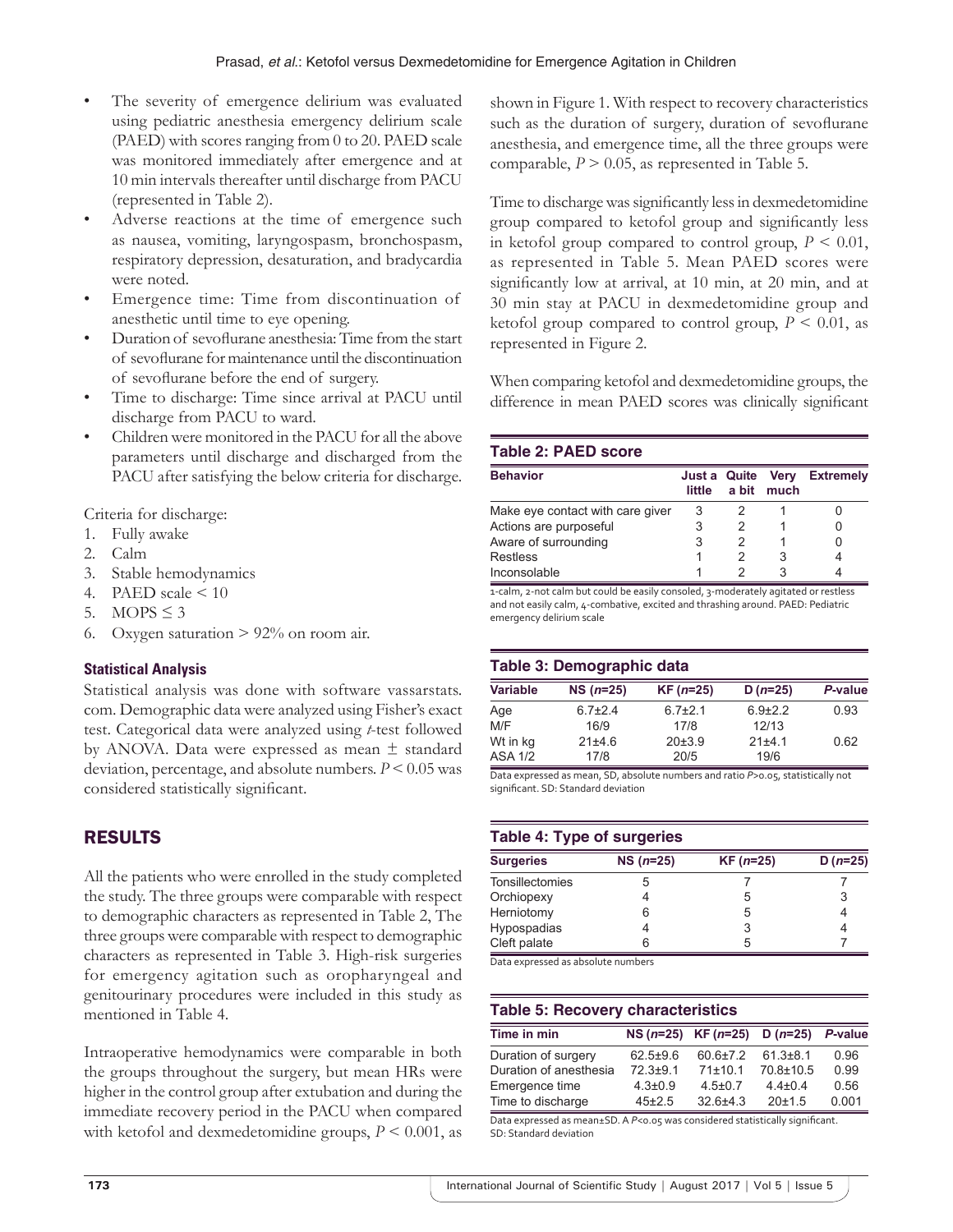- The severity of emergence delirium was evaluated using pediatric anesthesia emergency delirium scale (PAED) with scores ranging from 0 to 20. PAED scale was monitored immediately after emergence and at 10 min intervals thereafter until discharge from PACU (represented in Table 2).
- Adverse reactions at the time of emergence such as nausea, vomiting, laryngospasm, bronchospasm, respiratory depression, desaturation, and bradycardia were noted.
- Emergence time: Time from discontinuation of anesthetic until time to eye opening.
- Duration of sevoflurane anesthesia: Time from the start of sevoflurane for maintenance until the discontinuation of sevoflurane before the end of surgery.
- Time to discharge: Time since arrival at PACU until discharge from PACU to ward.
- Children were monitored in the PACU for all the above parameters until discharge and discharged from the PACU after satisfying the below criteria for discharge.

Criteria for discharge:

1. Fully awake
2. Calm
3. Stable hemodynamics
4. PAED scale < 10
5. MOPS ≤ 3
6. Oxygen saturation > 92% on room air.

### Statistical Analysis

Statistical analysis was done with software vassarstats.com. Demographic data were analyzed using Fisher's exact test. Categorical data were analyzed using *t*-test followed by ANOVA. Data were expressed as mean ± standard deviation, percentage, and absolute numbers. $P < 0.05$ was considered statistically significant.

## RESULTS

All the patients who were enrolled in the study completed the study. The three groups were comparable with respect to demographic characters as represented in Table 2, The three groups were comparable with respect to demographic characters as represented in Table 3. High-risk surgeries for emergency agitation such as oropharyngeal and genitourinary procedures were included in this study as mentioned in Table 4.

Intraoperative hemodynamics were comparable in both the groups throughout the surgery, but mean HRs were higher in the control group after extubation and during the immediate recovery period in the PACU when compared with ketofol and dexmedetomidine groups, $P < 0.001$, as shown in Figure 1. With respect to recovery characteristics such as the duration of surgery, duration of sevoflurane anesthesia, and emergence time, all the three groups were comparable, $P > 0.05$, as represented in Table 5.

Time to discharge was significantly less in dexmedetomidine group compared to ketofol group and significantly less in ketofol group compared to control group, $P < 0.01$, as represented in Table 5. Mean PAED scores were significantly low at arrival, at 10 min, at 20 min, and at 30 min stay at PACU in dexmedetomidine group and ketofol group compared to control group, $P < 0.01$, as represented in Figure 2.

When comparing ketofol and dexmedetomidine groups, the difference in mean PAED scores was clinically significant

**Table 2: PAED score**

| Behavior | Just a little | Quite a bit | Very much | Extremely |
|---|---|---|---|---|
| Make eye contact with care giver | 3 | 2 | 1 | 0 |
| Actions are purposeful | 3 | 2 | 1 | 0 |
| Aware of surrounding | 3 | 2 | 1 | 0 |
| Restless | 1 | 2 | 3 | 4 |
| Inconsolable | 1 | 2 | 3 | 4 |

1-calm, 2-not calm but could be easily consoled, 3-moderately agitated or restless and not easily calm, 4-combative, excited and thrashing around. PAED: Pediatric emergency delirium scale

**Table 3: Demographic data**

| Variable | NS (*n*=25) | KF (*n*=25) | D (*n*=25) | *P*-value |
|---|---|---|---|---|
| Age | 6.7±2.4 | 6.7±2.1 | 6.9±2.2 | 0.93 |
| M/F | 16/9 | 17/8 | 12/13 | |
| Wt in kg | 21±4.6 | 20±3.9 | 21±4.1 | 0.62 |
| ASA 1/2 | 17/8 | 20/5 | 19/6 | |

Data expressed as mean, SD, absolute numbers and ratio *P*>0.05, statistically not significant. SD: Standard deviation

**Table 4: Type of surgeries**

| Surgeries | NS (*n*=25) | KF (*n*=25) | D (*n*=25) |
|---|---|---|---|
| Tonsillectomies | 5 | 7 | 7 |
| Orchiopexy | 4 | 5 | 3 |
| Herniotomy | 6 | 5 | 4 |
| Hypospadias | 4 | 3 | 4 |
| Cleft palate | 6 | 5 | 7 |

Data expressed as absolute numbers

**Table 5: Recovery characteristics**

| Time in min | NS (*n*=25) | KF (*n*=25) | D (*n*=25) | *P*-value |
|---|---|---|---|---|
| Duration of surgery | 62.5±9.6 | 60.6±7.2 | 61.3±8.1 | 0.96 |
| Duration of anesthesia | 72.3±9.1 | 71±10.1 | 70.8±10.5 | 0.99 |
| Emergence time | 4.3±0.9 | 4.5±0.7 | 4.4±0.4 | 0.56 |
| Time to discharge | 45±2.5 | 32.6±4.3 | 20±1.5 | 0.001 |

Data expressed as mean±SD. A *P*<0.05 was considered statistically significant. SD: Standard deviation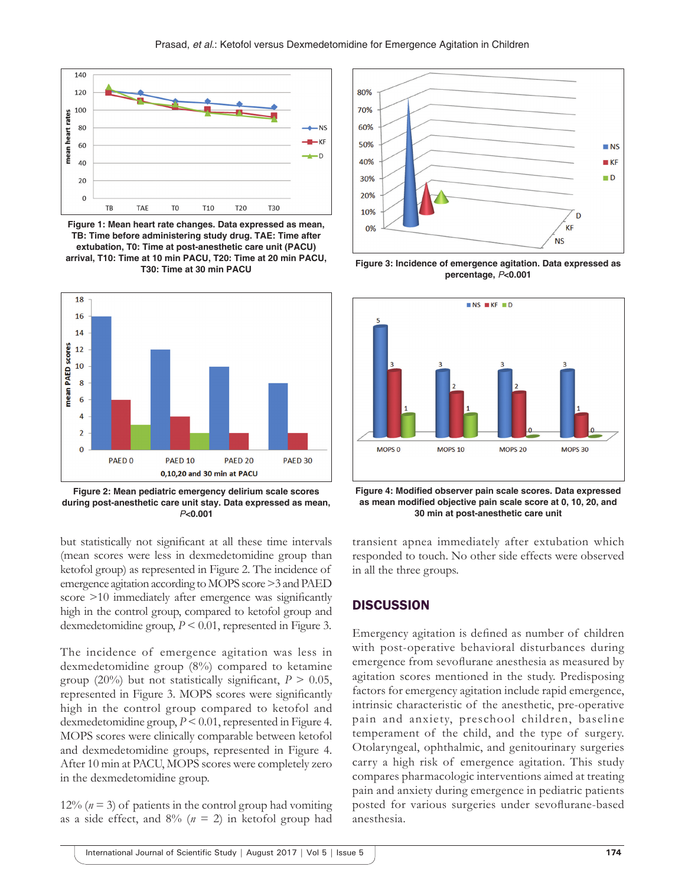Figure 1: Mean heart rate changes. Data expressed as mean, TB: Time before administering study drug. TAE: Time after extubation, T0: Time at post-anesthetic care unit (PACU) arrival, T10: Time at 10 min PACU, T20: Time at 20 min PACU, T30: Time at 30 min PACU

Figure 2: Mean pediatric emergency delirium scale scores during post-anesthetic care unit stay. Data expressed as mean, *P*<0.001

Figure 3: Incidence of emergence agitation. Data expressed as percentage, *P*<0.001

Figure 4: Modified observer pain scale scores. Data expressed as mean modified objective pain scale score at 0, 10, 20, and 30 min at post-anesthetic care unit

but statistically not significant at all these time intervals (mean scores were less in dexmedetomidine group than ketofol group) as represented in Figure 2. The incidence of emergence agitation according to MOPS score >3 and PAED score >10 immediately after emergence was significantly high in the control group, compared to ketofol group and dexmedetomidine group, $P < 0.01$, represented in Figure 3.

The incidence of emergence agitation was less in dexmedetomidine group (8%) compared to ketamine group (20%) but not statistically significant, $P > 0.05$, represented in Figure 3. MOPS scores were significantly high in the control group compared to ketofol and dexmedetomidine group, $P < 0.01$, represented in Figure 4. MOPS scores were clinically comparable between ketofol and dexmedetomidine groups, represented in Figure 4. After 10 min at PACU, MOPS scores were completely zero in the dexmedetomidine group.

12% ($n = 3$) of patients in the control group had vomiting as a side effect, and 8% ($n = 2$) in ketofol group had transient apnea immediately after extubation which responded to touch. No other side effects were observed in all the three groups.

## DISCUSSION

Emergency agitation is defined as number of children with post-operative behavioral disturbances during emergence from sevoflurane anesthesia as measured by agitation scores mentioned in the study. Predisposing factors for emergency agitation include rapid emergence, intrinsic characteristic of the anesthetic, pre-operative pain and anxiety, preschool children, baseline temperament of the child, and the type of surgery. Otolaryngeal, ophthalmic, and genitourinary surgeries carry a high risk of emergence agitation. This study compares pharmacologic interventions aimed at treating pain and anxiety during emergence in pediatric patients posted for various surgeries under sevoflurane-based anesthesia.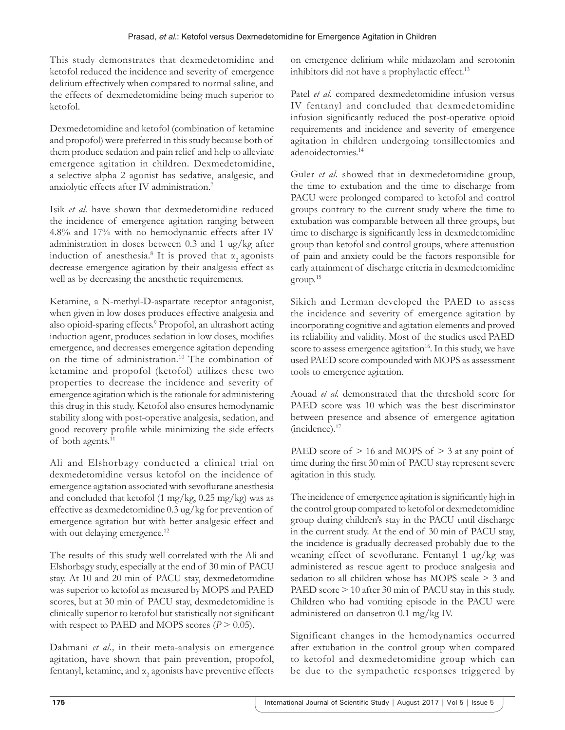This study demonstrates that dexmedetomidine and ketofol reduced the incidence and severity of emergence delirium effectively when compared to normal saline, and the effects of dexmedetomidine being much superior to ketofol.

Dexmedetomidine and ketofol (combination of ketamine and propofol) were preferred in this study because both of them produce sedation and pain relief and help to alleviate emergence agitation in children. Dexmedetomidine, a selective alpha 2 agonist has sedative, analgesic, and anxiolytic effects after IV administration.[7]

Isik *et al.* have shown that dexmedetomidine reduced the incidence of emergence agitation ranging between 4.8% and 17% with no hemodynamic effects after IV administration in doses between 0.3 and 1 ug/kg after induction of anesthesia.[8] It is proved that $\alpha_2$ agonists decrease emergence agitation by their analgesia effect as well as by decreasing the anesthetic requirements.

Ketamine, a N-methyl-D-aspartate receptor antagonist, when given in low doses produces effective analgesia and also opioid-sparing effects.[9] Propofol, an ultrashort acting induction agent, produces sedation in low doses, modifies emergence, and decreases emergence agitation depending on the time of administration.[10] The combination of ketamine and propofol (ketofol) utilizes these two properties to decrease the incidence and severity of emergence agitation which is the rationale for administering this drug in this study. Ketofol also ensures hemodynamic stability along with post-operative analgesia, sedation, and good recovery profile while minimizing the side effects of both agents.[11]

Ali and Elshorbagy conducted a clinical trial on dexmedetomidine versus ketofol on the incidence of emergence agitation associated with sevoflurane anesthesia and concluded that ketofol (1 mg/kg, 0.25 mg/kg) was as effective as dexmedetomidine 0.3 ug/kg for prevention of emergence agitation but with better analgesic effect and with out delaying emergence.[12]

The results of this study well correlated with the Ali and Elshorbagy study, especially at the end of 30 min of PACU stay. At 10 and 20 min of PACU stay, dexmedetomidine was superior to ketofol as measured by MOPS and PAED scores, but at 30 min of PACU stay, dexmedetomidine is clinically superior to ketofol but statistically not significant with respect to PAED and MOPS scores ($P > 0.05$).

Dahmani *et al.,* in their meta-analysis on emergence agitation, have shown that pain prevention, propofol, fentanyl, ketamine, and $\alpha_2$ agonists have preventive effects on emergence delirium while midazolam and serotonin inhibitors did not have a prophylactic effect.[13]

Patel *et al.* compared dexmedetomidine infusion versus IV fentanyl and concluded that dexmedetomidine infusion significantly reduced the post-operative opioid requirements and incidence and severity of emergence agitation in children undergoing tonsillectomies and adenoidectomies.[14]

Guler *et al.* showed that in dexmedetomidine group, the time to extubation and the time to discharge from PACU were prolonged compared to ketofol and control groups contrary to the current study where the time to extubation was comparable between all three groups, but time to discharge is significantly less in dexmedetomidine group than ketofol and control groups, where attenuation of pain and anxiety could be the factors responsible for early attainment of discharge criteria in dexmedetomidine group.[15]

Sikich and Lerman developed the PAED to assess the incidence and severity of emergence agitation by incorporating cognitive and agitation elements and proved its reliability and validity. Most of the studies used PAED score to assess emergence agitation[16]. In this study, we have used PAED score compounded with MOPS as assessment tools to emergence agitation.

Aouad *et al.* demonstrated that the threshold score for PAED score was 10 which was the best discriminator between presence and absence of emergence agitation (incidence).[17]

PAED score of > 16 and MOPS of > 3 at any point of time during the first 30 min of PACU stay represent severe agitation in this study.

The incidence of emergence agitation is significantly high in the control group compared to ketofol or dexmedetomidine group during children's stay in the PACU until discharge in the current study. At the end of 30 min of PACU stay, the incidence is gradually decreased probably due to the weaning effect of sevoflurane. Fentanyl 1 ug/kg was administered as rescue agent to produce analgesia and sedation to all children whose has MOPS scale > 3 and PAED score > 10 after 30 min of PACU stay in this study. Children who had vomiting episode in the PACU were administered on dansetron 0.1 mg/kg IV.

Significant changes in the hemodynamics occurred after extubation in the control group when compared to ketofol and dexmedetomidine group which can be due to the sympathetic responses triggered by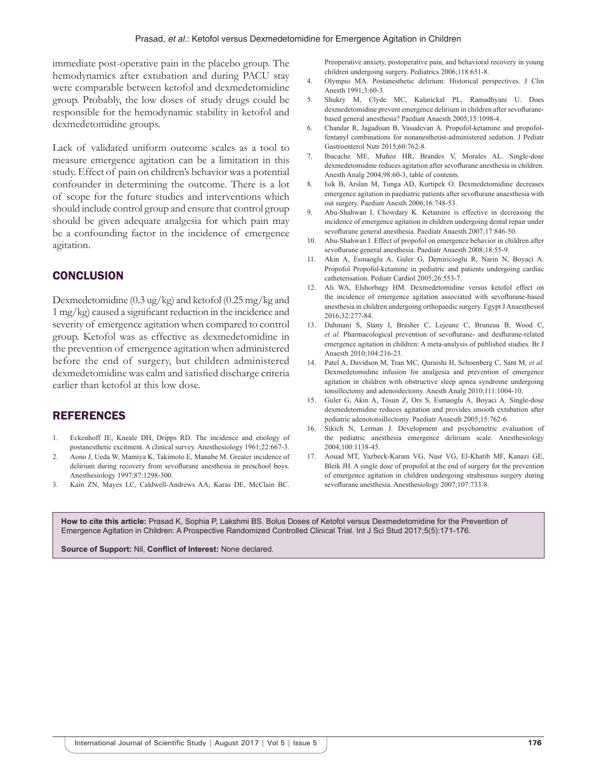immediate post-operative pain in the placebo group. The hemodynamics after extubation and during PACU stay were comparable between ketofol and dexmedetomidine group. Probably, the low doses of study drugs could be responsible for the hemodynamic stability in ketofol and dexmedetomidine groups.

Lack of validated uniform outcome scales as a tool to measure emergence agitation can be a limitation in this study. Effect of pain on children's behavior was a potential confounder in determining the outcome. There is a lot of scope for the future studies and interventions which should include control group and ensure that control group should be given adequate analgesia for which pain may be a confounding factor in the incidence of emergence agitation.

## CONCLUSION

Dexmedetomidine (0.3 ug/kg) and ketofol (0.25 mg/kg and 1 mg/kg) caused a significant reduction in the incidence and severity of emergence agitation when compared to control group. Ketofol was as effective as dexmedetomidine in the prevention of emergence agitation when administered before the end of surgery, but children administered dexmedetomidine was calm and satisfied discharge criteria earlier than ketofol at this low dose.

## REFERENCES

1. Eckenhoff JE, Kneale DH, Dripps RD. The incidence and etiology of postanesthetic excitment. A clinical survey. Anesthesiology 1961;22:667-3.
2. Aono J, Ueda W, Mamiya K, Takimoto E, Manabe M. Greater incidence of delirium during recovery from sevoflurane anesthesia in preschool boys. Anesthesiology 1997;87:1298-300.
3. Kain ZN, Mayes LC, Caldwell-Andrews AA, Karas DE, McClain BC. Preoperative anxiety, postoperative pain, and behavioral recovery in young children undergoing surgery. Pediatrics 2006;118:651-8.
4. Olympio MA. Postanesthetic delirium: Historical perspectives. J Clin Anesth 1991;3:60-3.
5. Shukry M, Clyde MC, Kalarickal PL, Ramadhyani U. Does dexmedetomidine prevent emergence delirium in children after sevoflurane-based general anesthesia? Paediatr Anaesth 2005;15:1098-4.
6. Chandar R, Jagadisan B, Vasudevan A. Propofol-ketamine and propofol-fentanyl combinations for nonanesthetist-administered sedation. J Pediatr Gastroenterol Nutr 2015;60:762-8.
7. Ibacache ME, Muñoz HR, Brandes V, Morales AL. Single-dose dexmedetomidine reduces agitation after sevoflurane anesthesia in children. Anesth Analg 2004;98:60-3, table of contents.
8. Isik B, Arslan M, Tunga AD, Kurtipek O. Dexmedetomidine decreases emergence agitation in paediatric patients after sevoflurane anaesthesia with out surgery. Paediatr Anesth 2006;16:748-53.
9. Abu-Shahwan I, Chowdary K. Ketamine is effective in decreasing the incidence of emergence agitation in children undergoing dental repair under sevoflurane general anesthesia. Paediatr Anaesth 2007;17:846-50.
10. Abu-Shahwan I. Effect of propofol on emergence behavior in children after sevoflurane general anesthesia. Paediatr Anaesth 2008;18:55-9.
11. Akin A, Esmaoglu A, Guler G, Demiricioglu R, Narin N, Boyaci A. Propofol Propofol-ketamine in pediatric and patients undergoing cardiac catheterisation. Pediatr Cardiol 2005;26:553-7.
12. Ali WA, Elshorbagy HM. Dexmedetomidine versus ketofol effect on the incidence of emergence agitation associated with sevoflurane-based anesthesia in children undergoing orthopaedic surgery. Egypt J Anaesthesiol 2016;32:277-84.
13. Dahmani S, Stany I, Brasher C, Lejeune C, Bruneau B, Wood C, *et al.* Pharmacological prevention of sevoflurane- and desflurane-related emergence agitation in children: A meta-analysis of published studies. Br J Anaesth 2010;104:216-23.
14. Patel A, Davidson M, Tran MC, Quraishi H, Schoenberg C, Sant M, *et al.* Dexmedetomidine infusion for analgesia and prevention of emergence agitation in children with obstructive sleep apnea syndrome undergoing tonsillectomy and adenoidectomy. Anesth Analg 2010;111:1004-10.
15. Guler G, Akin A, Tosun Z, Ors S, Esmaoglu A, Boyaci A. Single-dose dexmedetomidine reduces agitation and provides smooth extubation after pediatric adenotonsillectomy. Paediatr Anaesth 2005;15:762-6.
16. Sikich N, Lerman J. Development and psychometric evaluation of the pediatric anesthesia emergence delirium scale. Anesthesiology 2004;100:1138-45.
17. Aouad MT, Yazbeck-Karam VG, Nasr VG, El-Khatib MF, Kanazi GE, Bleik JH. A single dose of propofol at the end of surgery for the prevention of emergence agitation in children undergoing strabismus surgery during sevoflurane anesthesia. Anesthesiology 2007;107:733-8.

**How to cite this article:** Prasad K, Sophia P, Lakshmi BS. Bolus Doses of Ketofol versus Dexmedetomidine for the Prevention of Emergence Agitation in Children: A Prospective Randomized Controlled Clinical Trial. Int J Sci Stud 2017;5(5):171-176.

**Source of Support:** Nil, **Conflict of Interest:** None declared.